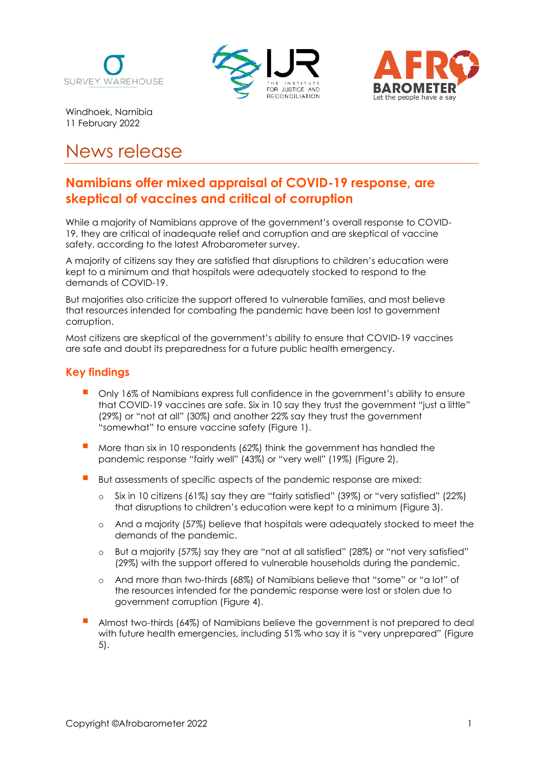Windhoek, Namibia
11 February 2022

# News release

## Namibians offer mixed appraisal of COVID-19 response, are skeptical of vaccines and critical of corruption

While a majority of Namibians approve of the government's overall response to COVID-19, they are critical of inadequate relief and corruption and are skeptical of vaccine safety, according to the latest Afrobarometer survey.

A majority of citizens say they are satisfied that disruptions to children's education were kept to a minimum and that hospitals were adequately stocked to respond to the demands of COVID-19.

But majorities also criticize the support offered to vulnerable families, and most believe that resources intended for combating the pandemic have been lost to government corruption.

Most citizens are skeptical of the government's ability to ensure that COVID-19 vaccines are safe and doubt its preparedness for a future public health emergency.

### Key findings

- Only 16% of Namibians express full confidence in the government's ability to ensure that COVID-19 vaccines are safe. Six in 10 say they trust the government "just a little" (29%) or "not at all" (30%) and another 22% say they trust the government "somewhat" to ensure vaccine safety (Figure 1).
- More than six in 10 respondents (62%) think the government has handled the pandemic response "fairly well" (43%) or "very well" (19%) (Figure 2).
- But assessments of specific aspects of the pandemic response are mixed:
  - Six in 10 citizens (61%) say they are "fairly satisfied" (39%) or "very satisfied" (22%) that disruptions to children's education were kept to a minimum (Figure 3).
  - And a majority (57%) believe that hospitals were adequately stocked to meet the demands of the pandemic.
  - But a majority (57%) say they are "not at all satisfied" (28%) or "not very satisfied" (29%) with the support offered to vulnerable households during the pandemic.
  - And more than two-thirds (68%) of Namibians believe that "some" or "a lot" of the resources intended for the pandemic response were lost or stolen due to government corruption (Figure 4).
- Almost two-thirds (64%) of Namibians believe the government is not prepared to deal with future health emergencies, including 51% who say it is "very unprepared" (Figure 5).

Copyright ©Afrobarometer 2022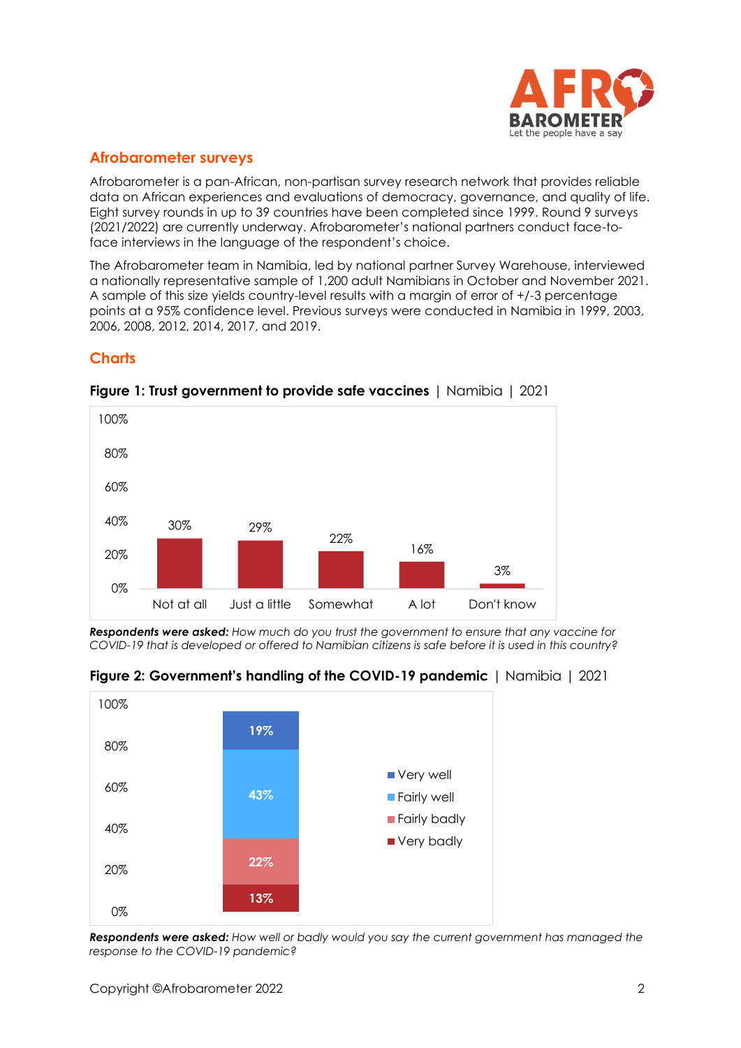## Afrobarometer surveys

Afrobarometer is a pan-African, non-partisan survey research network that provides reliable data on African experiences and evaluations of democracy, governance, and quality of life. Eight survey rounds in up to 39 countries have been completed since 1999. Round 9 surveys (2021/2022) are currently underway. Afrobarometer's national partners conduct face-to-face interviews in the language of the respondent's choice.

The Afrobarometer team in Namibia, led by national partner Survey Warehouse, interviewed a nationally representative sample of 1,200 adult Namibians in October and November 2021. A sample of this size yields country-level results with a margin of error of +/-3 percentage points at a 95% confidence level. Previous surveys were conducted in Namibia in 1999, 2003, 2006, 2008, 2012, 2014, 2017, and 2019.

## Charts

**Figure 1: Trust government to provide safe vaccines** | Namibia | 2021

100%
80%
60%
40%
20%
0%

30% Not at all
29% Just a little
22% Somewhat
16% A lot
3% Don't know

***Respondents were asked:*** *How much do you trust the government to ensure that any vaccine for COVID-19 that is developed or offered to Namibian citizens is safe before it is used in this country?*

**Figure 2: Government's handling of the COVID-19 pandemic** | Namibia | 2021

100%
80%
60%
40%
20%
0%

19%
43%
22%
13%

Very well
Fairly well
Fairly badly
Very badly

***Respondents were asked:*** *How well or badly would you say the current government has managed the response to the COVID-19 pandemic?*

Copyright ©Afrobarometer 2022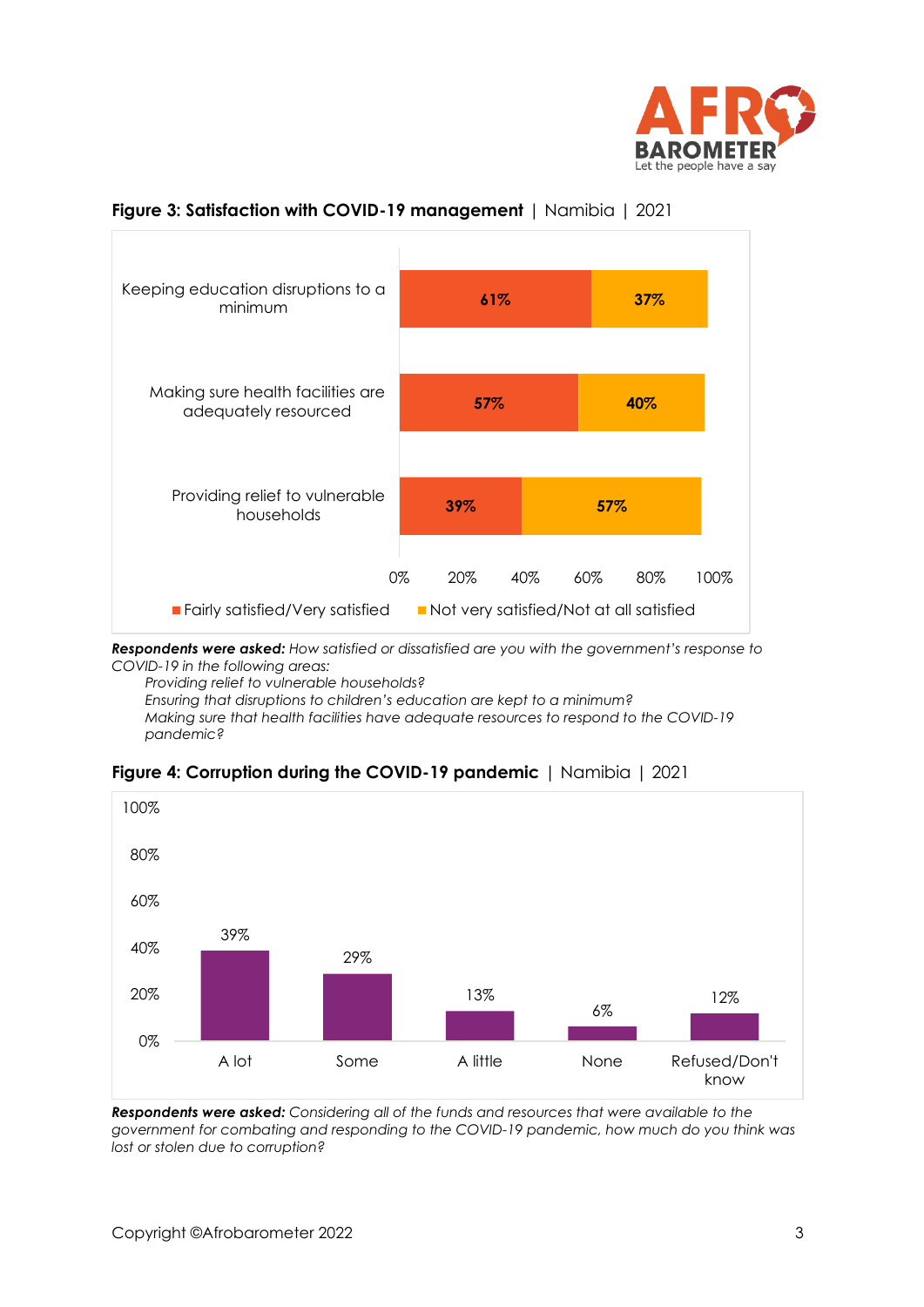**Figure 3: Satisfaction with COVID-19 management** | Namibia | 2021

Keeping education disruptions to a minimum
61%
37%

Making sure health facilities are adequately resourced
57%
40%

Providing relief to vulnerable households
39%
57%

0% 20% 40% 60% 80% 100%

Fairly satisfied/Very satisfied
Not very satisfied/Not at all satisfied

***Respondents were asked:*** *How satisfied or dissatisfied are you with the government's response to COVID-19 in the following areas:*

*Providing relief to vulnerable households?*
*Ensuring that disruptions to children's education are kept to a minimum?*
*Making sure that health facilities have adequate resources to respond to the COVID-19 pandemic?*

**Figure 4: Corruption during the COVID-19 pandemic** | Namibia | 2021

100%
80%
60%
40%
20%
0%

A lot: 39%
Some: 29%
A little: 13%
None: 6%
Refused/Don't know: 12%

***Respondents were asked:*** *Considering all of the funds and resources that were available to the government for combating and responding to the COVID-19 pandemic, how much do you think was lost or stolen due to corruption?*

Copyright ©Afrobarometer 2022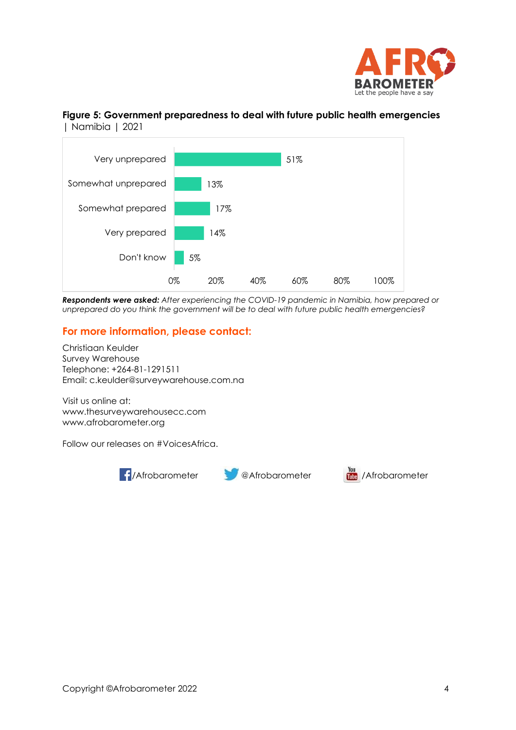**Figure 5: Government preparedness to deal with future public health emergencies** | Namibia | 2021

Very unprepared 51%
Somewhat unprepared 13%
Somewhat prepared 17%
Very prepared 14%
Don't know 5%

0% 20% 40% 60% 80% 100%

***Respondents were asked:*** *After experiencing the COVID-19 pandemic in Namibia, how prepared or unprepared do you think the government will be to deal with future public health emergencies?*

## For more information, please contact:

Christiaan Keulder
Survey Warehouse
Telephone: +264-81-1291511
Email: c.keulder@surveywarehouse.com.na

Visit us online at:
www.thesurveywarehousecc.com
www.afrobarometer.org

Follow our releases on #VoicesAfrica.

/Afrobarometer @Afrobarometer /Afrobarometer

Copyright ©Afrobarometer 2022